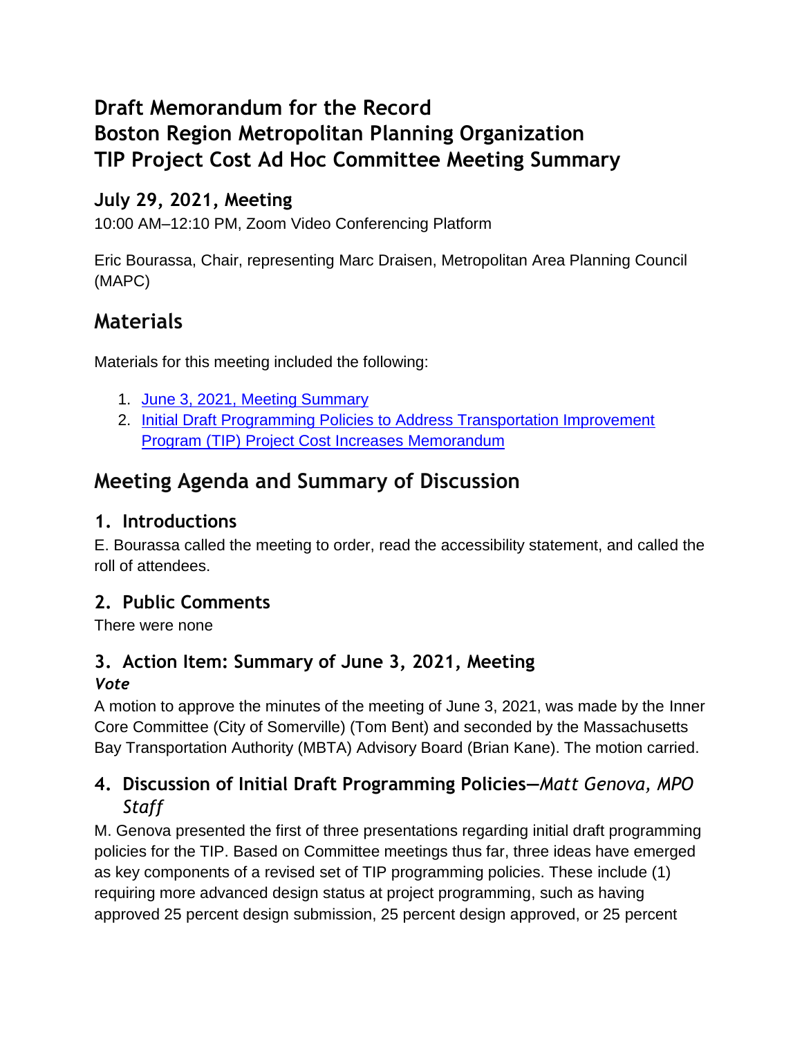# Draft Memorandum for the Record
# Boston Region Metropolitan Planning Organization
# TIP Project Cost Ad Hoc Committee Meeting Summary

## July 29, 2021, Meeting

10:00 AM–12:10 PM, Zoom Video Conferencing Platform

Eric Bourassa, Chair, representing Marc Draisen, Metropolitan Area Planning Council (MAPC)

## Materials

Materials for this meeting included the following:

1. [June 3, 2021, Meeting Summary]()
2. [Initial Draft Programming Policies to Address Transportation Improvement Program (TIP) Project Cost Increases Memorandum]()

## Meeting Agenda and Summary of Discussion

### 1. Introductions

E. Bourassa called the meeting to order, read the accessibility statement, and called the roll of attendees.

### 2. Public Comments

There were none

### 3. Action Item: Summary of June 3, 2021, Meeting

***Vote***

A motion to approve the minutes of the meeting of June 3, 2021, was made by the Inner Core Committee (City of Somerville) (Tom Bent) and seconded by the Massachusetts Bay Transportation Authority (MBTA) Advisory Board (Brian Kane). The motion carried.

### 4. Discussion of Initial Draft Programming Policies—*Matt Genova, MPO Staff*

M. Genova presented the first of three presentations regarding initial draft programming policies for the TIP. Based on Committee meetings thus far, three ideas have emerged as key components of a revised set of TIP programming policies. These include (1) requiring more advanced design status at project programming, such as having approved 25 percent design submission, 25 percent design approved, or 25 percent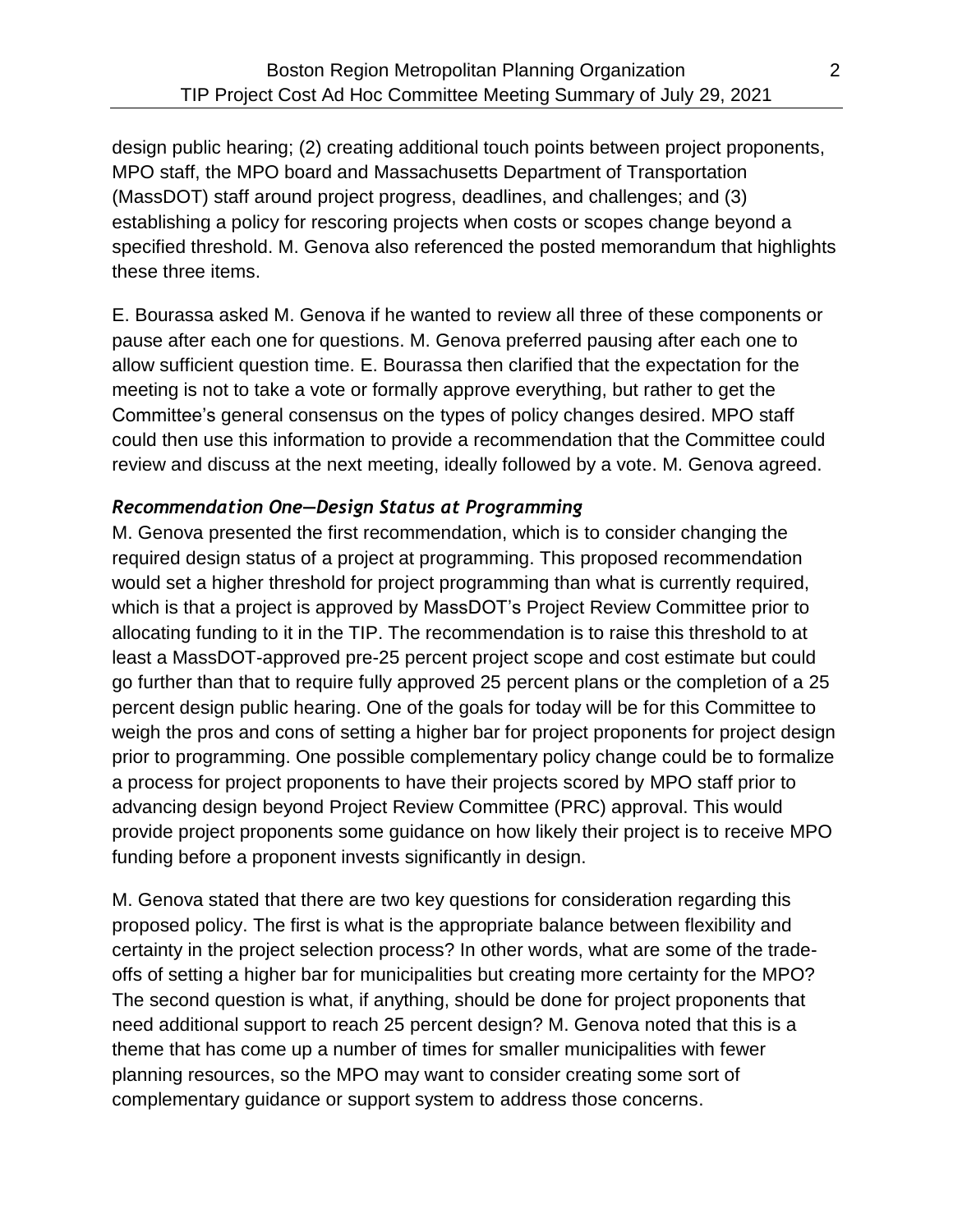design public hearing; (2) creating additional touch points between project proponents, MPO staff, the MPO board and Massachusetts Department of Transportation (MassDOT) staff around project progress, deadlines, and challenges; and (3) establishing a policy for rescoring projects when costs or scopes change beyond a specified threshold. M. Genova also referenced the posted memorandum that highlights these three items.

E. Bourassa asked M. Genova if he wanted to review all three of these components or pause after each one for questions. M. Genova preferred pausing after each one to allow sufficient question time. E. Bourassa then clarified that the expectation for the meeting is not to take a vote or formally approve everything, but rather to get the Committee's general consensus on the types of policy changes desired. MPO staff could then use this information to provide a recommendation that the Committee could review and discuss at the next meeting, ideally followed by a vote. M. Genova agreed.

### *Recommendation One—Design Status at Programming*

M. Genova presented the first recommendation, which is to consider changing the required design status of a project at programming. This proposed recommendation would set a higher threshold for project programming than what is currently required, which is that a project is approved by MassDOT's Project Review Committee prior to allocating funding to it in the TIP. The recommendation is to raise this threshold to at least a MassDOT-approved pre-25 percent project scope and cost estimate but could go further than that to require fully approved 25 percent plans or the completion of a 25 percent design public hearing. One of the goals for today will be for this Committee to weigh the pros and cons of setting a higher bar for project proponents for project design prior to programming. One possible complementary policy change could be to formalize a process for project proponents to have their projects scored by MPO staff prior to advancing design beyond Project Review Committee (PRC) approval. This would provide project proponents some guidance on how likely their project is to receive MPO funding before a proponent invests significantly in design.

M. Genova stated that there are two key questions for consideration regarding this proposed policy. The first is what is the appropriate balance between flexibility and certainty in the project selection process? In other words, what are some of the trade-offs of setting a higher bar for municipalities but creating more certainty for the MPO? The second question is what, if anything, should be done for project proponents that need additional support to reach 25 percent design? M. Genova noted that this is a theme that has come up a number of times for smaller municipalities with fewer planning resources, so the MPO may want to consider creating some sort of complementary guidance or support system to address those concerns.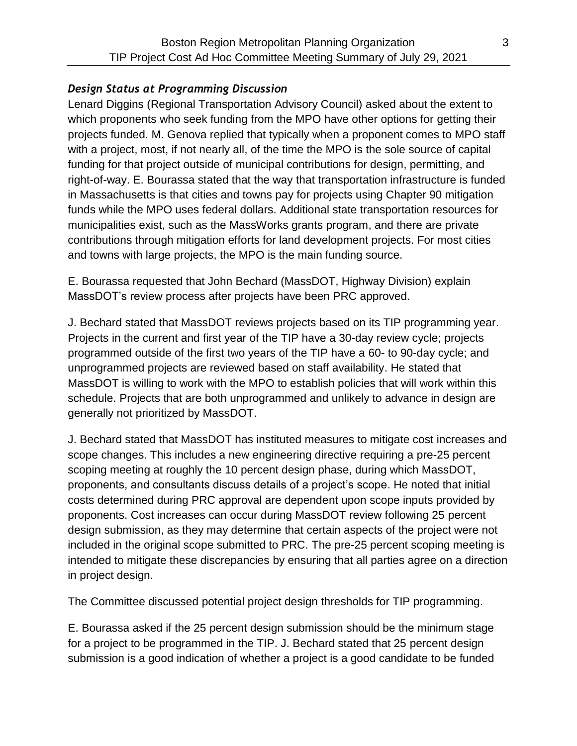### *Design Status at Programming Discussion*

Lenard Diggins (Regional Transportation Advisory Council) asked about the extent to which proponents who seek funding from the MPO have other options for getting their projects funded. M. Genova replied that typically when a proponent comes to MPO staff with a project, most, if not nearly all, of the time the MPO is the sole source of capital funding for that project outside of municipal contributions for design, permitting, and right-of-way. E. Bourassa stated that the way that transportation infrastructure is funded in Massachusetts is that cities and towns pay for projects using Chapter 90 mitigation funds while the MPO uses federal dollars. Additional state transportation resources for municipalities exist, such as the MassWorks grants program, and there are private contributions through mitigation efforts for land development projects. For most cities and towns with large projects, the MPO is the main funding source.

E. Bourassa requested that John Bechard (MassDOT, Highway Division) explain MassDOT's review process after projects have been PRC approved.

J. Bechard stated that MassDOT reviews projects based on its TIP programming year. Projects in the current and first year of the TIP have a 30-day review cycle; projects programmed outside of the first two years of the TIP have a 60- to 90-day cycle; and unprogrammed projects are reviewed based on staff availability. He stated that MassDOT is willing to work with the MPO to establish policies that will work within this schedule. Projects that are both unprogrammed and unlikely to advance in design are generally not prioritized by MassDOT.

J. Bechard stated that MassDOT has instituted measures to mitigate cost increases and scope changes. This includes a new engineering directive requiring a pre-25 percent scoping meeting at roughly the 10 percent design phase, during which MassDOT, proponents, and consultants discuss details of a project's scope. He noted that initial costs determined during PRC approval are dependent upon scope inputs provided by proponents. Cost increases can occur during MassDOT review following 25 percent design submission, as they may determine that certain aspects of the project were not included in the original scope submitted to PRC. The pre-25 percent scoping meeting is intended to mitigate these discrepancies by ensuring that all parties agree on a direction in project design.

The Committee discussed potential project design thresholds for TIP programming.

E. Bourassa asked if the 25 percent design submission should be the minimum stage for a project to be programmed in the TIP. J. Bechard stated that 25 percent design submission is a good indication of whether a project is a good candidate to be funded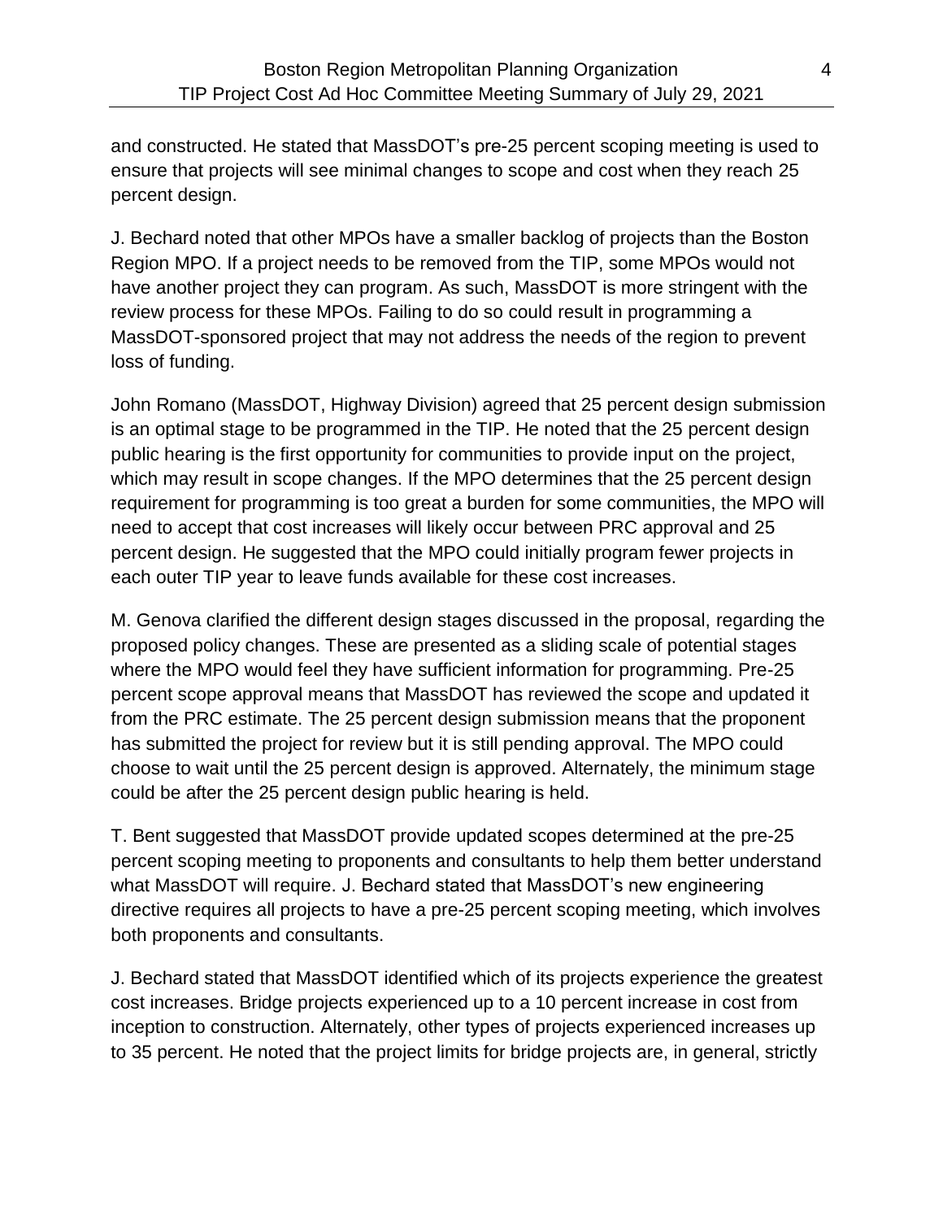and constructed. He stated that MassDOT's pre-25 percent scoping meeting is used to ensure that projects will see minimal changes to scope and cost when they reach 25 percent design.

J. Bechard noted that other MPOs have a smaller backlog of projects than the Boston Region MPO. If a project needs to be removed from the TIP, some MPOs would not have another project they can program. As such, MassDOT is more stringent with the review process for these MPOs. Failing to do so could result in programming a MassDOT-sponsored project that may not address the needs of the region to prevent loss of funding.

John Romano (MassDOT, Highway Division) agreed that 25 percent design submission is an optimal stage to be programmed in the TIP. He noted that the 25 percent design public hearing is the first opportunity for communities to provide input on the project, which may result in scope changes. If the MPO determines that the 25 percent design requirement for programming is too great a burden for some communities, the MPO will need to accept that cost increases will likely occur between PRC approval and 25 percent design. He suggested that the MPO could initially program fewer projects in each outer TIP year to leave funds available for these cost increases.

M. Genova clarified the different design stages discussed in the proposal, regarding the proposed policy changes. These are presented as a sliding scale of potential stages where the MPO would feel they have sufficient information for programming. Pre-25 percent scope approval means that MassDOT has reviewed the scope and updated it from the PRC estimate. The 25 percent design submission means that the proponent has submitted the project for review but it is still pending approval. The MPO could choose to wait until the 25 percent design is approved. Alternately, the minimum stage could be after the 25 percent design public hearing is held.

T. Bent suggested that MassDOT provide updated scopes determined at the pre-25 percent scoping meeting to proponents and consultants to help them better understand what MassDOT will require. J. Bechard stated that MassDOT's new engineering directive requires all projects to have a pre-25 percent scoping meeting, which involves both proponents and consultants.

J. Bechard stated that MassDOT identified which of its projects experience the greatest cost increases. Bridge projects experienced up to a 10 percent increase in cost from inception to construction. Alternately, other types of projects experienced increases up to 35 percent. He noted that the project limits for bridge projects are, in general, strictly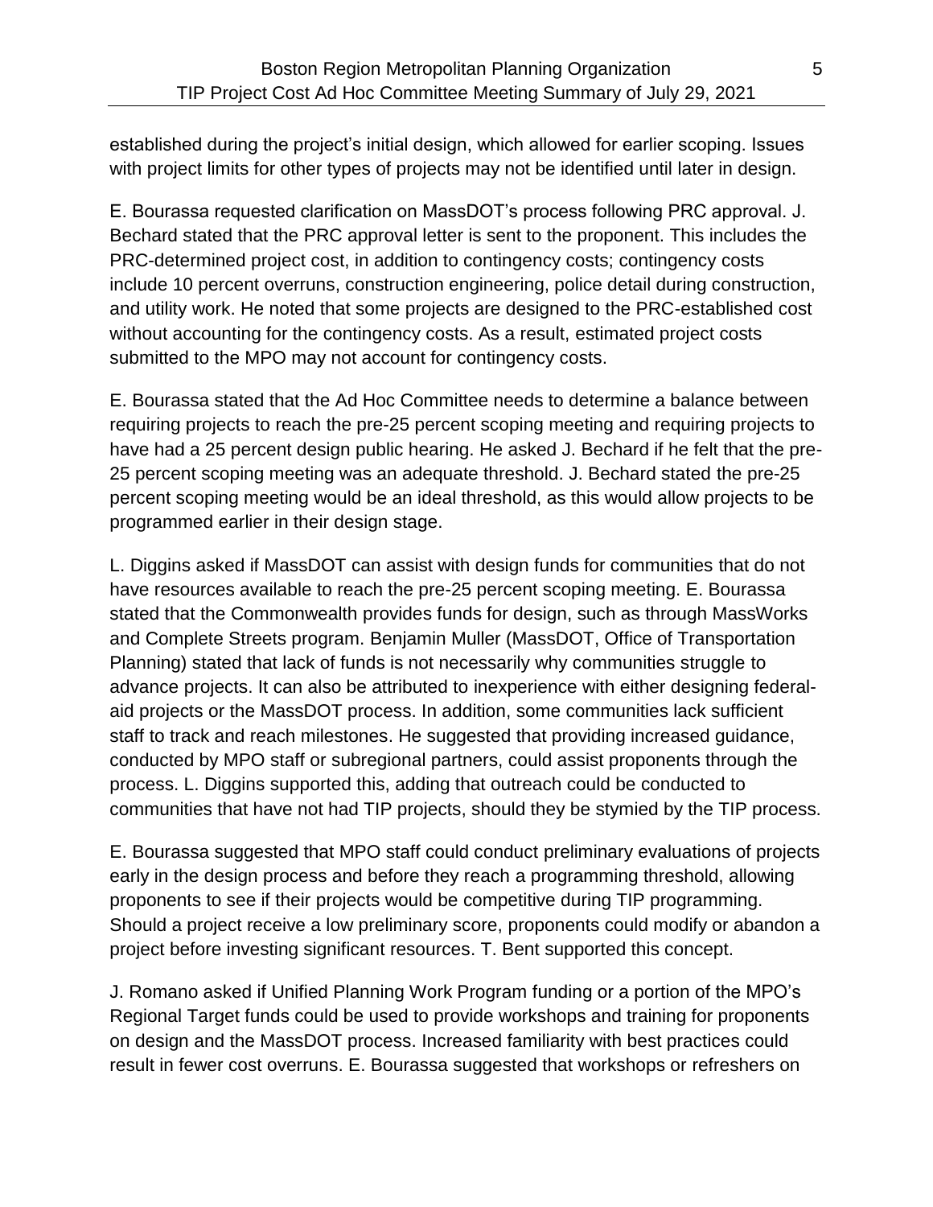established during the project's initial design, which allowed for earlier scoping. Issues with project limits for other types of projects may not be identified until later in design.

E. Bourassa requested clarification on MassDOT's process following PRC approval. J. Bechard stated that the PRC approval letter is sent to the proponent. This includes the PRC-determined project cost, in addition to contingency costs; contingency costs include 10 percent overruns, construction engineering, police detail during construction, and utility work. He noted that some projects are designed to the PRC-established cost without accounting for the contingency costs. As a result, estimated project costs submitted to the MPO may not account for contingency costs.

E. Bourassa stated that the Ad Hoc Committee needs to determine a balance between requiring projects to reach the pre-25 percent scoping meeting and requiring projects to have had a 25 percent design public hearing. He asked J. Bechard if he felt that the pre-25 percent scoping meeting was an adequate threshold. J. Bechard stated the pre-25 percent scoping meeting would be an ideal threshold, as this would allow projects to be programmed earlier in their design stage.

L. Diggins asked if MassDOT can assist with design funds for communities that do not have resources available to reach the pre-25 percent scoping meeting. E. Bourassa stated that the Commonwealth provides funds for design, such as through MassWorks and Complete Streets program. Benjamin Muller (MassDOT, Office of Transportation Planning) stated that lack of funds is not necessarily why communities struggle to advance projects. It can also be attributed to inexperience with either designing federal-aid projects or the MassDOT process. In addition, some communities lack sufficient staff to track and reach milestones. He suggested that providing increased guidance, conducted by MPO staff or subregional partners, could assist proponents through the process. L. Diggins supported this, adding that outreach could be conducted to communities that have not had TIP projects, should they be stymied by the TIP process.

E. Bourassa suggested that MPO staff could conduct preliminary evaluations of projects early in the design process and before they reach a programming threshold, allowing proponents to see if their projects would be competitive during TIP programming. Should a project receive a low preliminary score, proponents could modify or abandon a project before investing significant resources. T. Bent supported this concept.

J. Romano asked if Unified Planning Work Program funding or a portion of the MPO's Regional Target funds could be used to provide workshops and training for proponents on design and the MassDOT process. Increased familiarity with best practices could result in fewer cost overruns. E. Bourassa suggested that workshops or refreshers on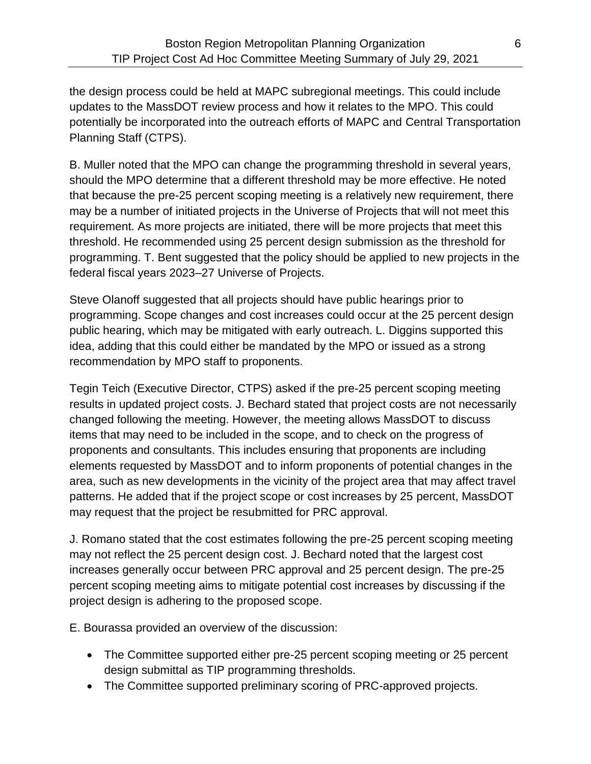the design process could be held at MAPC subregional meetings. This could include updates to the MassDOT review process and how it relates to the MPO. This could potentially be incorporated into the outreach efforts of MAPC and Central Transportation Planning Staff (CTPS).

B. Muller noted that the MPO can change the programming threshold in several years, should the MPO determine that a different threshold may be more effective. He noted that because the pre-25 percent scoping meeting is a relatively new requirement, there may be a number of initiated projects in the Universe of Projects that will not meet this requirement. As more projects are initiated, there will be more projects that meet this threshold. He recommended using 25 percent design submission as the threshold for programming. T. Bent suggested that the policy should be applied to new projects in the federal fiscal years 2023–27 Universe of Projects.

Steve Olanoff suggested that all projects should have public hearings prior to programming. Scope changes and cost increases could occur at the 25 percent design public hearing, which may be mitigated with early outreach. L. Diggins supported this idea, adding that this could either be mandated by the MPO or issued as a strong recommendation by MPO staff to proponents.

Tegin Teich (Executive Director, CTPS) asked if the pre-25 percent scoping meeting results in updated project costs. J. Bechard stated that project costs are not necessarily changed following the meeting. However, the meeting allows MassDOT to discuss items that may need to be included in the scope, and to check on the progress of proponents and consultants. This includes ensuring that proponents are including elements requested by MassDOT and to inform proponents of potential changes in the area, such as new developments in the vicinity of the project area that may affect travel patterns. He added that if the project scope or cost increases by 25 percent, MassDOT may request that the project be resubmitted for PRC approval.

J. Romano stated that the cost estimates following the pre-25 percent scoping meeting may not reflect the 25 percent design cost. J. Bechard noted that the largest cost increases generally occur between PRC approval and 25 percent design. The pre-25 percent scoping meeting aims to mitigate potential cost increases by discussing if the project design is adhering to the proposed scope.

E. Bourassa provided an overview of the discussion:

- The Committee supported either pre-25 percent scoping meeting or 25 percent design submittal as TIP programming thresholds.
- The Committee supported preliminary scoring of PRC-approved projects.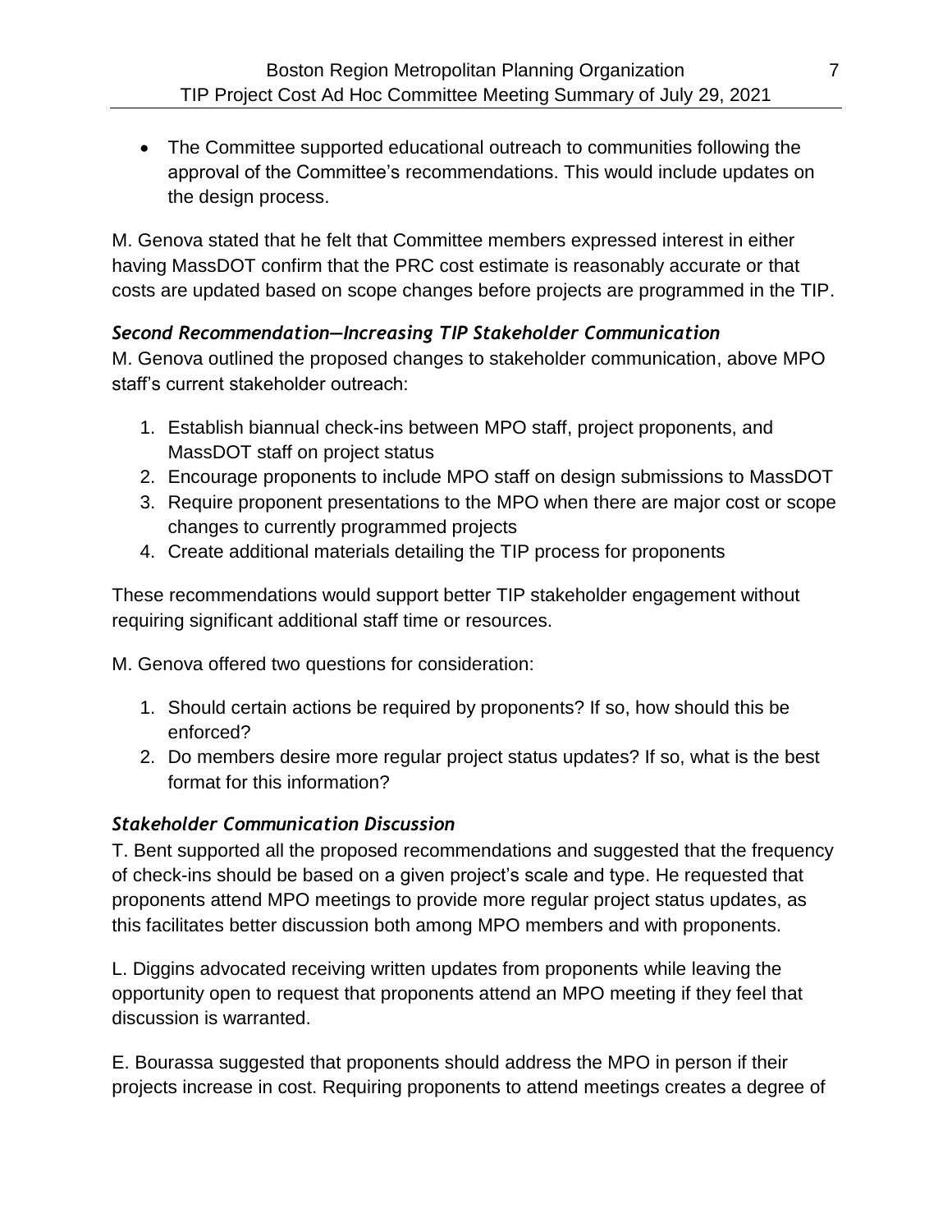- The Committee supported educational outreach to communities following the approval of the Committee's recommendations. This would include updates on the design process.

M. Genova stated that he felt that Committee members expressed interest in either having MassDOT confirm that the PRC cost estimate is reasonably accurate or that costs are updated based on scope changes before projects are programmed in the TIP.

### *Second Recommendation—Increasing TIP Stakeholder Communication*

M. Genova outlined the proposed changes to stakeholder communication, above MPO staff's current stakeholder outreach:

1. Establish biannual check-ins between MPO staff, project proponents, and MassDOT staff on project status
2. Encourage proponents to include MPO staff on design submissions to MassDOT
3. Require proponent presentations to the MPO when there are major cost or scope changes to currently programmed projects
4. Create additional materials detailing the TIP process for proponents

These recommendations would support better TIP stakeholder engagement without requiring significant additional staff time or resources.

M. Genova offered two questions for consideration:

1. Should certain actions be required by proponents? If so, how should this be enforced?
2. Do members desire more regular project status updates? If so, what is the best format for this information?

### *Stakeholder Communication Discussion*

T. Bent supported all the proposed recommendations and suggested that the frequency of check-ins should be based on a given project's scale and type. He requested that proponents attend MPO meetings to provide more regular project status updates, as this facilitates better discussion both among MPO members and with proponents.

L. Diggins advocated receiving written updates from proponents while leaving the opportunity open to request that proponents attend an MPO meeting if they feel that discussion is warranted.

E. Bourassa suggested that proponents should address the MPO in person if their projects increase in cost. Requiring proponents to attend meetings creates a degree of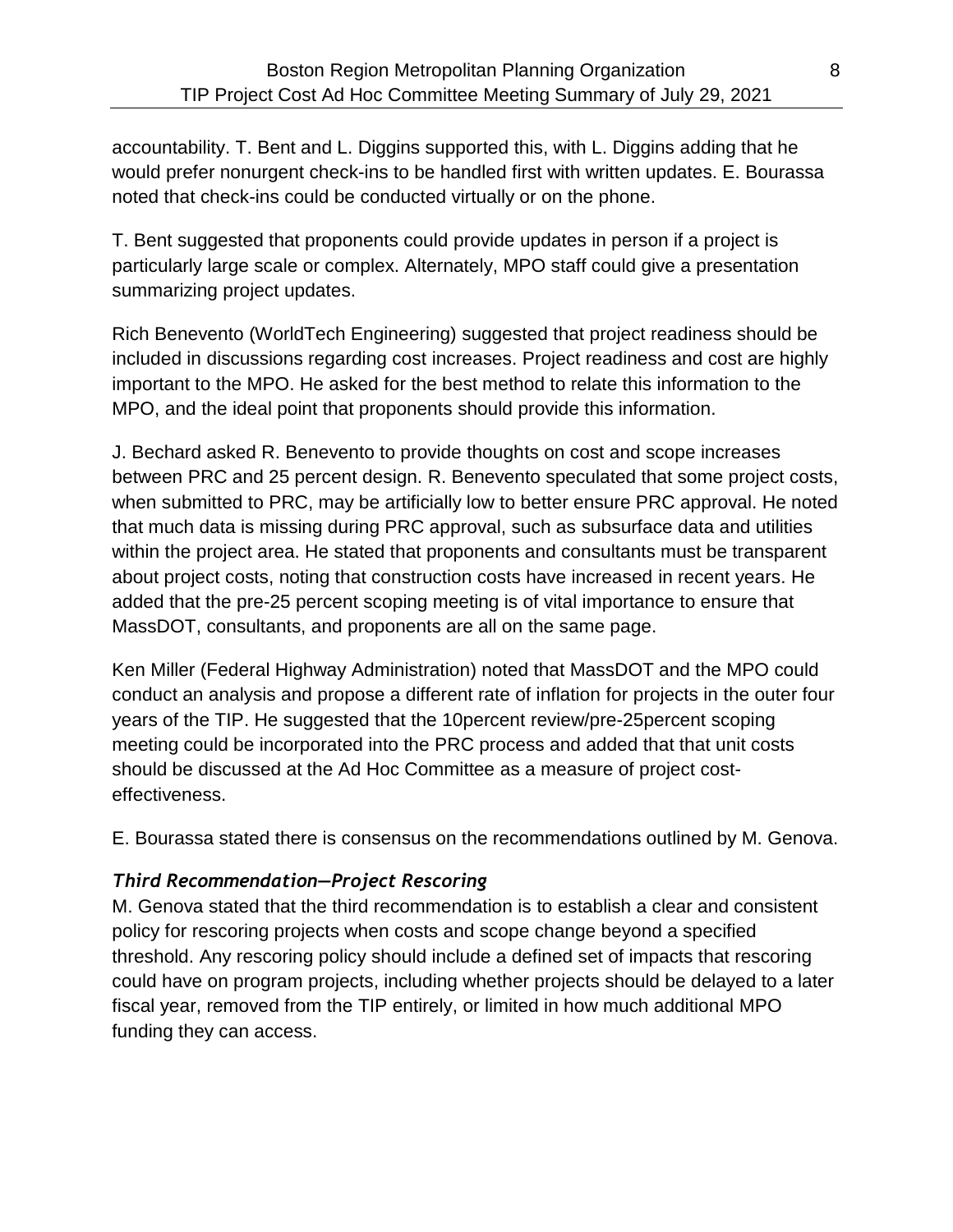accountability. T. Bent and L. Diggins supported this, with L. Diggins adding that he would prefer nonurgent check-ins to be handled first with written updates. E. Bourassa noted that check-ins could be conducted virtually or on the phone.

T. Bent suggested that proponents could provide updates in person if a project is particularly large scale or complex. Alternately, MPO staff could give a presentation summarizing project updates.

Rich Benevento (WorldTech Engineering) suggested that project readiness should be included in discussions regarding cost increases. Project readiness and cost are highly important to the MPO. He asked for the best method to relate this information to the MPO, and the ideal point that proponents should provide this information.

J. Bechard asked R. Benevento to provide thoughts on cost and scope increases between PRC and 25 percent design. R. Benevento speculated that some project costs, when submitted to PRC, may be artificially low to better ensure PRC approval. He noted that much data is missing during PRC approval, such as subsurface data and utilities within the project area. He stated that proponents and consultants must be transparent about project costs, noting that construction costs have increased in recent years. He added that the pre-25 percent scoping meeting is of vital importance to ensure that MassDOT, consultants, and proponents are all on the same page.

Ken Miller (Federal Highway Administration) noted that MassDOT and the MPO could conduct an analysis and propose a different rate of inflation for projects in the outer four years of the TIP. He suggested that the 10percent review/pre-25percent scoping meeting could be incorporated into the PRC process and added that that unit costs should be discussed at the Ad Hoc Committee as a measure of project cost-effectiveness.

E. Bourassa stated there is consensus on the recommendations outlined by M. Genova.

### *Third Recommendation—Project Rescoring*

M. Genova stated that the third recommendation is to establish a clear and consistent policy for rescoring projects when costs and scope change beyond a specified threshold. Any rescoring policy should include a defined set of impacts that rescoring could have on program projects, including whether projects should be delayed to a later fiscal year, removed from the TIP entirely, or limited in how much additional MPO funding they can access.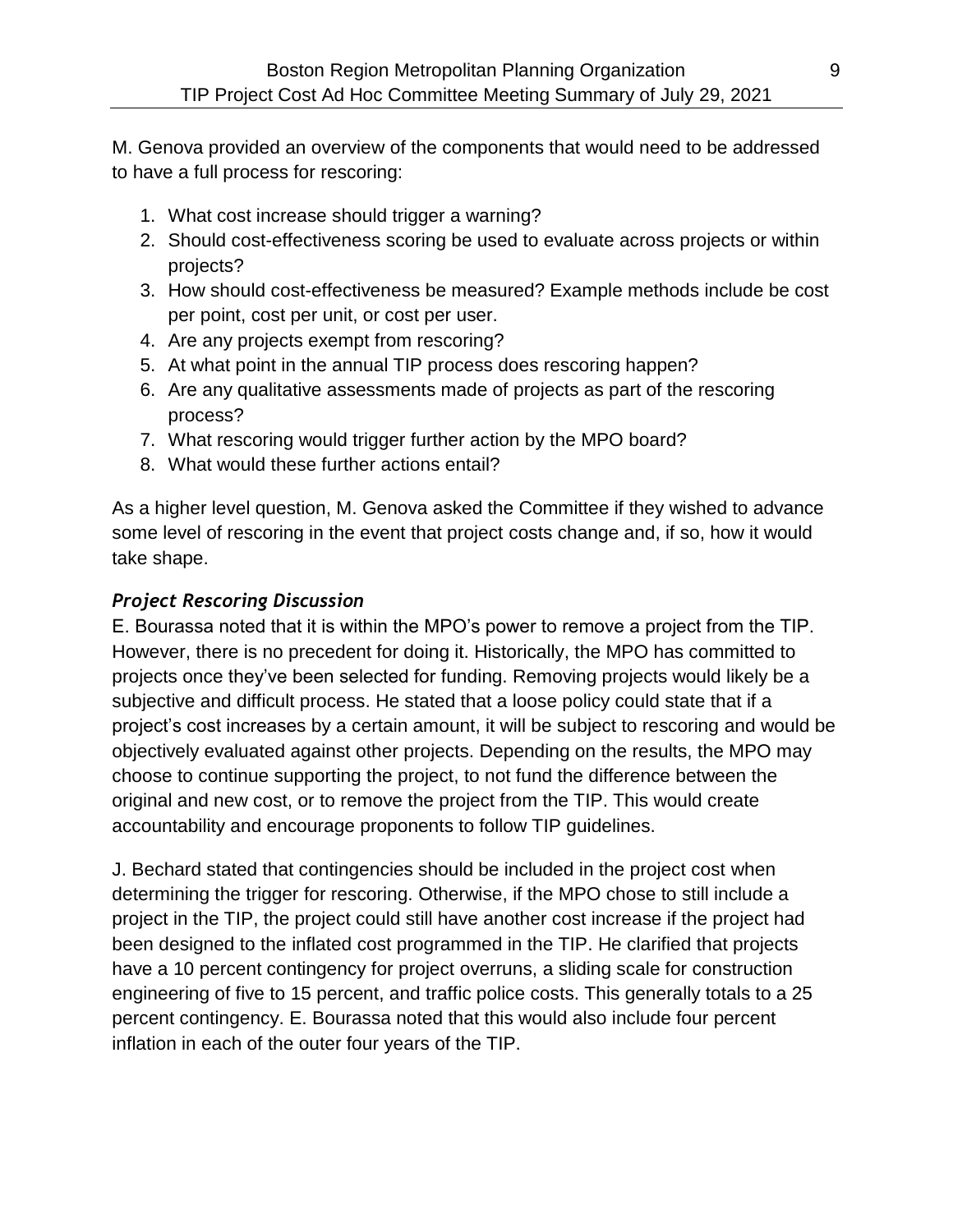M. Genova provided an overview of the components that would need to be addressed to have a full process for rescoring:

1. What cost increase should trigger a warning?
2. Should cost-effectiveness scoring be used to evaluate across projects or within projects?
3. How should cost-effectiveness be measured? Example methods include be cost per point, cost per unit, or cost per user.
4. Are any projects exempt from rescoring?
5. At what point in the annual TIP process does rescoring happen?
6. Are any qualitative assessments made of projects as part of the rescoring process?
7. What rescoring would trigger further action by the MPO board?
8. What would these further actions entail?

As a higher level question, M. Genova asked the Committee if they wished to advance some level of rescoring in the event that project costs change and, if so, how it would take shape.

### *Project Rescoring Discussion*

E. Bourassa noted that it is within the MPO's power to remove a project from the TIP. However, there is no precedent for doing it. Historically, the MPO has committed to projects once they've been selected for funding. Removing projects would likely be a subjective and difficult process. He stated that a loose policy could state that if a project's cost increases by a certain amount, it will be subject to rescoring and would be objectively evaluated against other projects. Depending on the results, the MPO may choose to continue supporting the project, to not fund the difference between the original and new cost, or to remove the project from the TIP. This would create accountability and encourage proponents to follow TIP guidelines.

J. Bechard stated that contingencies should be included in the project cost when determining the trigger for rescoring. Otherwise, if the MPO chose to still include a project in the TIP, the project could still have another cost increase if the project had been designed to the inflated cost programmed in the TIP. He clarified that projects have a 10 percent contingency for project overruns, a sliding scale for construction engineering of five to 15 percent, and traffic police costs. This generally totals to a 25 percent contingency. E. Bourassa noted that this would also include four percent inflation in each of the outer four years of the TIP.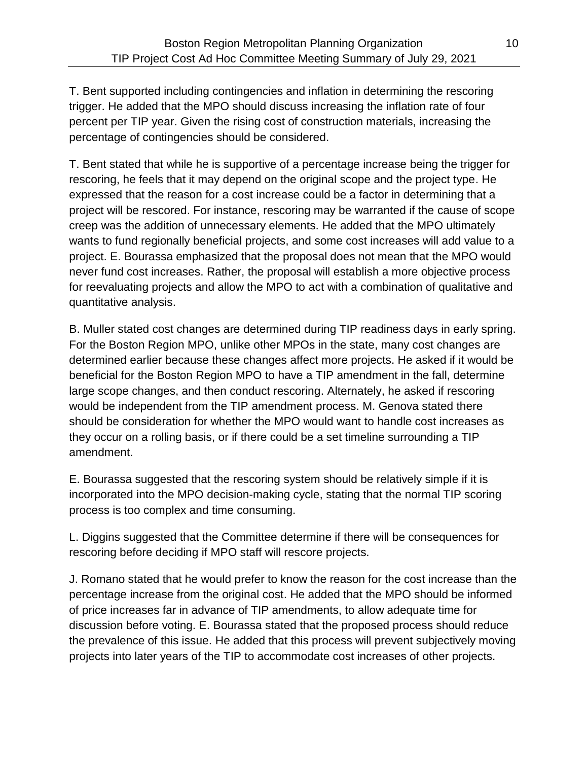T. Bent supported including contingencies and inflation in determining the rescoring trigger. He added that the MPO should discuss increasing the inflation rate of four percent per TIP year. Given the rising cost of construction materials, increasing the percentage of contingencies should be considered.

T. Bent stated that while he is supportive of a percentage increase being the trigger for rescoring, he feels that it may depend on the original scope and the project type. He expressed that the reason for a cost increase could be a factor in determining that a project will be rescored. For instance, rescoring may be warranted if the cause of scope creep was the addition of unnecessary elements. He added that the MPO ultimately wants to fund regionally beneficial projects, and some cost increases will add value to a project. E. Bourassa emphasized that the proposal does not mean that the MPO would never fund cost increases. Rather, the proposal will establish a more objective process for reevaluating projects and allow the MPO to act with a combination of qualitative and quantitative analysis.

B. Muller stated cost changes are determined during TIP readiness days in early spring. For the Boston Region MPO, unlike other MPOs in the state, many cost changes are determined earlier because these changes affect more projects. He asked if it would be beneficial for the Boston Region MPO to have a TIP amendment in the fall, determine large scope changes, and then conduct rescoring. Alternately, he asked if rescoring would be independent from the TIP amendment process. M. Genova stated there should be consideration for whether the MPO would want to handle cost increases as they occur on a rolling basis, or if there could be a set timeline surrounding a TIP amendment.

E. Bourassa suggested that the rescoring system should be relatively simple if it is incorporated into the MPO decision-making cycle, stating that the normal TIP scoring process is too complex and time consuming.

L. Diggins suggested that the Committee determine if there will be consequences for rescoring before deciding if MPO staff will rescore projects.

J. Romano stated that he would prefer to know the reason for the cost increase than the percentage increase from the original cost. He added that the MPO should be informed of price increases far in advance of TIP amendments, to allow adequate time for discussion before voting. E. Bourassa stated that the proposed process should reduce the prevalence of this issue. He added that this process will prevent subjectively moving projects into later years of the TIP to accommodate cost increases of other projects.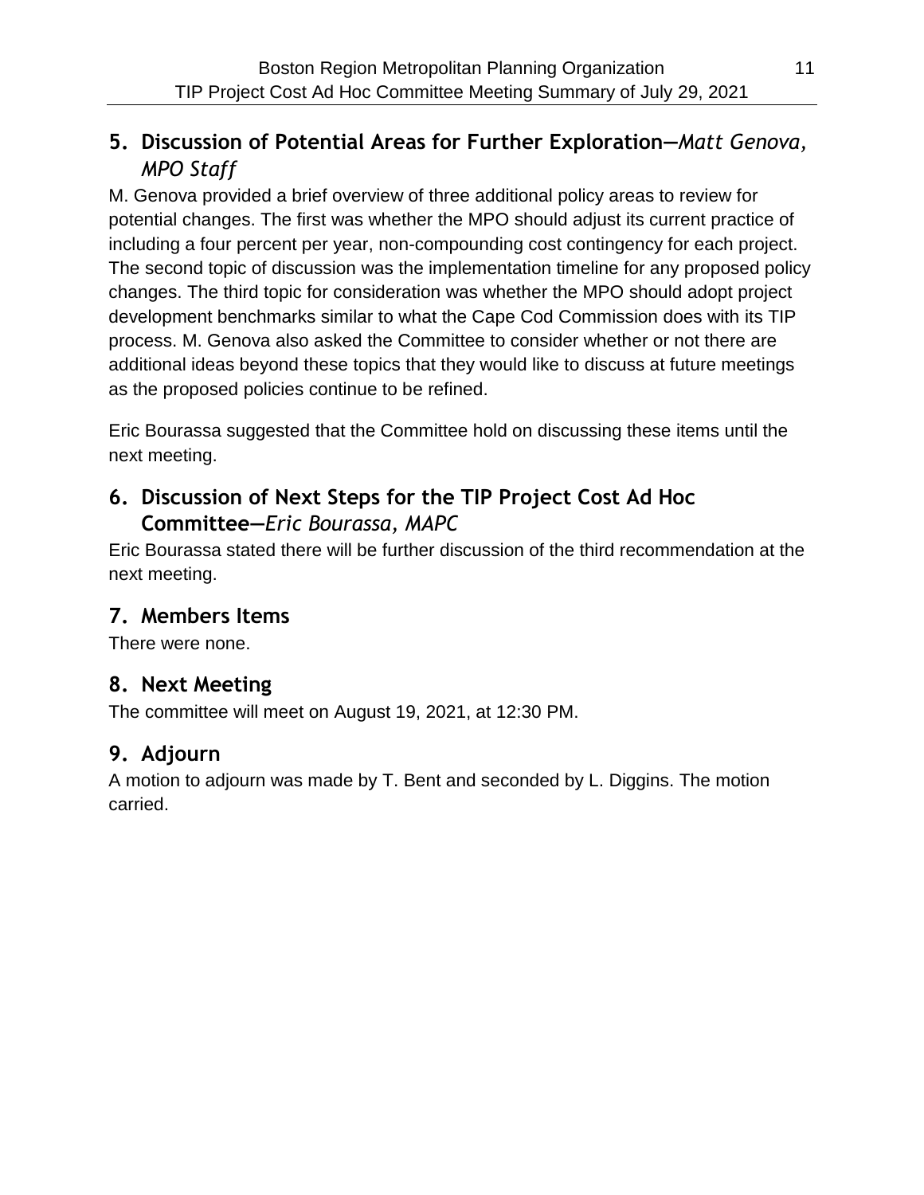## 5. Discussion of Potential Areas for Further Exploration—*Matt Genova, MPO Staff*

M. Genova provided a brief overview of three additional policy areas to review for potential changes. The first was whether the MPO should adjust its current practice of including a four percent per year, non-compounding cost contingency for each project. The second topic of discussion was the implementation timeline for any proposed policy changes. The third topic for consideration was whether the MPO should adopt project development benchmarks similar to what the Cape Cod Commission does with its TIP process. M. Genova also asked the Committee to consider whether or not there are additional ideas beyond these topics that they would like to discuss at future meetings as the proposed policies continue to be refined.

Eric Bourassa suggested that the Committee hold on discussing these items until the next meeting.

## 6. Discussion of Next Steps for the TIP Project Cost Ad Hoc Committee—*Eric Bourassa, MAPC*

Eric Bourassa stated there will be further discussion of the third recommendation at the next meeting.

## 7. Members Items

There were none.

## 8. Next Meeting

The committee will meet on August 19, 2021, at 12:30 PM.

## 9. Adjourn

A motion to adjourn was made by T. Bent and seconded by L. Diggins. The motion carried.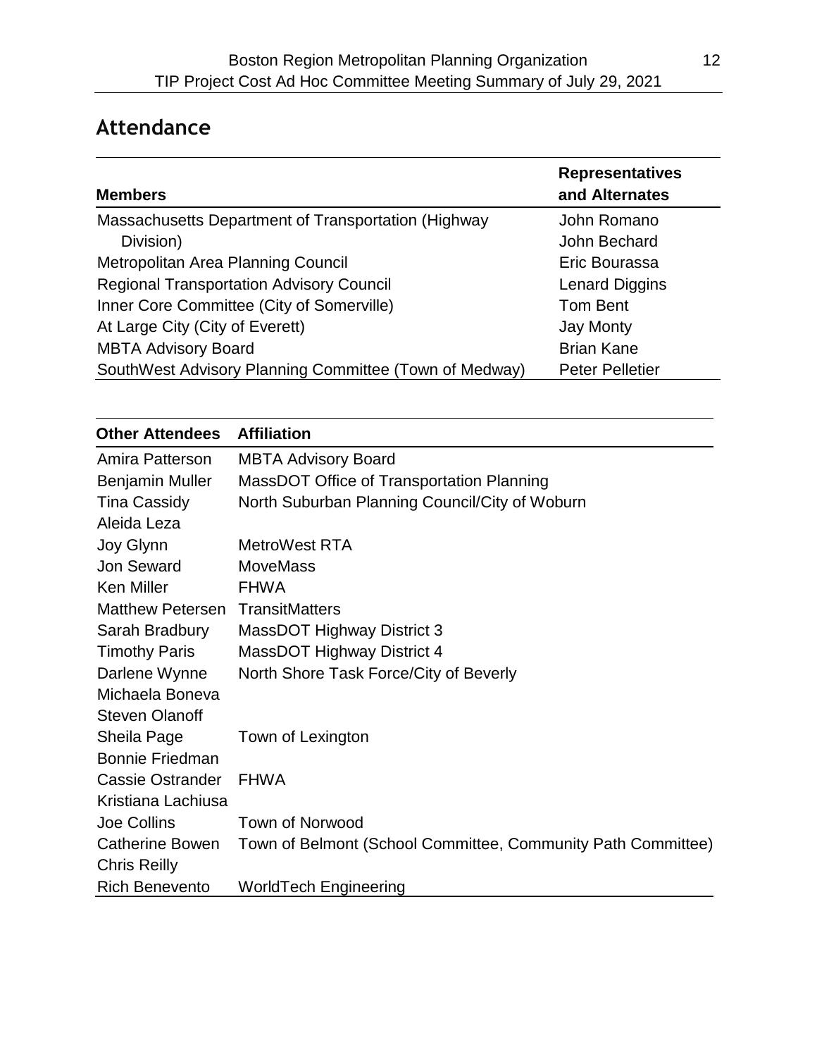## Attendance

| Members | Representatives and Alternates |
|---|---|
| Massachusetts Department of Transportation (Highway Division) | John Romano |
| | John Bechard |
| Metropolitan Area Planning Council | Eric Bourassa |
| Regional Transportation Advisory Council | Lenard Diggins |
| Inner Core Committee (City of Somerville) | Tom Bent |
| At Large City (City of Everett) | Jay Monty |
| MBTA Advisory Board | Brian Kane |
| SouthWest Advisory Planning Committee (Town of Medway) | Peter Pelletier |

| Other Attendees | Affiliation |
|---|---|
| Amira Patterson | MBTA Advisory Board |
| Benjamin Muller | MassDOT Office of Transportation Planning |
| Tina Cassidy | North Suburban Planning Council/City of Woburn |
| Aleida Leza | |
| Joy Glynn | MetroWest RTA |
| Jon Seward | MoveMass |
| Ken Miller | FHWA |
| Matthew Petersen | TransitMatters |
| Sarah Bradbury | MassDOT Highway District 3 |
| Timothy Paris | MassDOT Highway District 4 |
| Darlene Wynne | North Shore Task Force/City of Beverly |
| Michaela Boneva | |
| Steven Olanoff | |
| Sheila Page | Town of Lexington |
| Bonnie Friedman | |
| Cassie Ostrander | FHWA |
| Kristiana Lachiusa | |
| Joe Collins | Town of Norwood |
| Catherine Bowen | Town of Belmont (School Committee, Community Path Committee) |
| Chris Reilly | |
| Rich Benevento | WorldTech Engineering |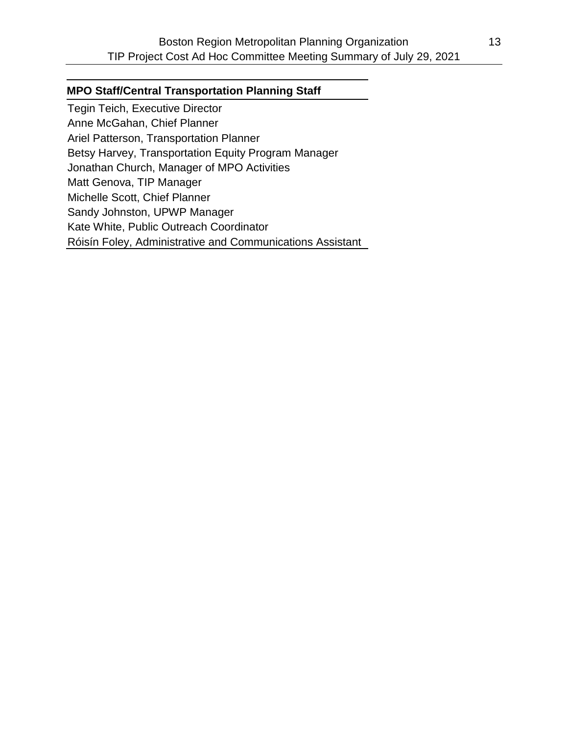| MPO Staff/Central Transportation Planning Staff |
| --- |
| Tegin Teich, Executive Director |
| Anne McGahan, Chief Planner |
| Ariel Patterson, Transportation Planner |
| Betsy Harvey, Transportation Equity Program Manager |
| Jonathan Church, Manager of MPO Activities |
| Matt Genova, TIP Manager |
| Michelle Scott, Chief Planner |
| Sandy Johnston, UPWP Manager |
| Kate White, Public Outreach Coordinator |
| Róisín Foley, Administrative and Communications Assistant |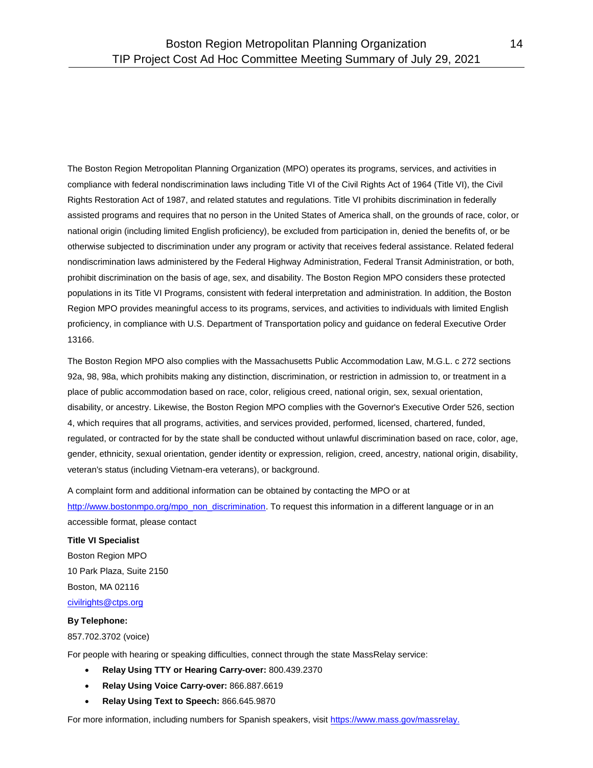The Boston Region Metropolitan Planning Organization (MPO) operates its programs, services, and activities in compliance with federal nondiscrimination laws including Title VI of the Civil Rights Act of 1964 (Title VI), the Civil Rights Restoration Act of 1987, and related statutes and regulations. Title VI prohibits discrimination in federally assisted programs and requires that no person in the United States of America shall, on the grounds of race, color, or national origin (including limited English proficiency), be excluded from participation in, denied the benefits of, or be otherwise subjected to discrimination under any program or activity that receives federal assistance. Related federal nondiscrimination laws administered by the Federal Highway Administration, Federal Transit Administration, or both, prohibit discrimination on the basis of age, sex, and disability. The Boston Region MPO considers these protected populations in its Title VI Programs, consistent with federal interpretation and administration. In addition, the Boston Region MPO provides meaningful access to its programs, services, and activities to individuals with limited English proficiency, in compliance with U.S. Department of Transportation policy and guidance on federal Executive Order 13166.

The Boston Region MPO also complies with the Massachusetts Public Accommodation Law, M.G.L. c 272 sections 92a, 98, 98a, which prohibits making any distinction, discrimination, or restriction in admission to, or treatment in a place of public accommodation based on race, color, religious creed, national origin, sex, sexual orientation, disability, or ancestry. Likewise, the Boston Region MPO complies with the Governor's Executive Order 526, section 4, which requires that all programs, activities, and services provided, performed, licensed, chartered, funded, regulated, or contracted for by the state shall be conducted without unlawful discrimination based on race, color, age, gender, ethnicity, sexual orientation, gender identity or expression, religion, creed, ancestry, national origin, disability, veteran's status (including Vietnam-era veterans), or background.

A complaint form and additional information can be obtained by contacting the MPO or at http://www.bostonmpo.org/mpo_non_discrimination. To request this information in a different language or in an accessible format, please contact

**Title VI Specialist**
Boston Region MPO
10 Park Plaza, Suite 2150
Boston, MA 02116
civilrights@ctps.org

**By Telephone:**
857.702.3702 (voice)

For people with hearing or speaking difficulties, connect through the state MassRelay service:

- **Relay Using TTY or Hearing Carry-over:** 800.439.2370
- **Relay Using Voice Carry-over:** 866.887.6619
- **Relay Using Text to Speech:** 866.645.9870

For more information, including numbers for Spanish speakers, visit https://www.mass.gov/massrelay.